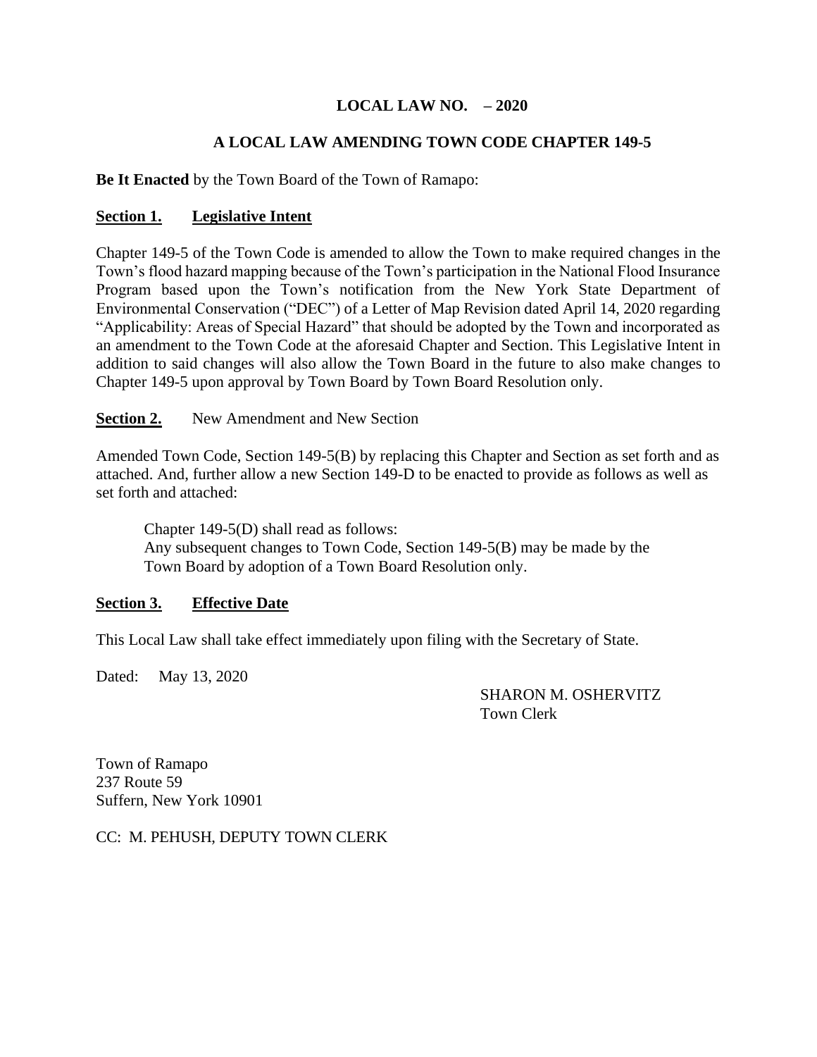# LOCAL LAW NO. – 2020

## A LOCAL LAW AMENDING TOWN CODE CHAPTER 149-5

**Be It Enacted** by the Town Board of the Town of Ramapo:

**Section 1. Legislative Intent**

Chapter 149-5 of the Town Code is amended to allow the Town to make required changes in the Town's flood hazard mapping because of the Town's participation in the National Flood Insurance Program based upon the Town's notification from the New York State Department of Environmental Conservation ("DEC") of a Letter of Map Revision dated April 14, 2020 regarding "Applicability: Areas of Special Hazard" that should be adopted by the Town and incorporated as an amendment to the Town Code at the aforesaid Chapter and Section. This Legislative Intent in addition to said changes will also allow the Town Board in the future to also make changes to Chapter 149-5 upon approval by Town Board by Town Board Resolution only.

**Section 2.** New Amendment and New Section

Amended Town Code, Section 149-5(B) by replacing this Chapter and Section as set forth and as attached. And, further allow a new Section 149-D to be enacted to provide as follows as well as set forth and attached:

> Chapter 149-5(D) shall read as follows:
> Any subsequent changes to Town Code, Section 149-5(B) may be made by the Town Board by adoption of a Town Board Resolution only.

**Section 3. Effective Date**

This Local Law shall take effect immediately upon filing with the Secretary of State.

Dated: May 13, 2020

SHARON M. OSHERVITZ
Town Clerk

Town of Ramapo
237 Route 59
Suffern, New York 10901

CC: M. PEHUSH, DEPUTY TOWN CLERK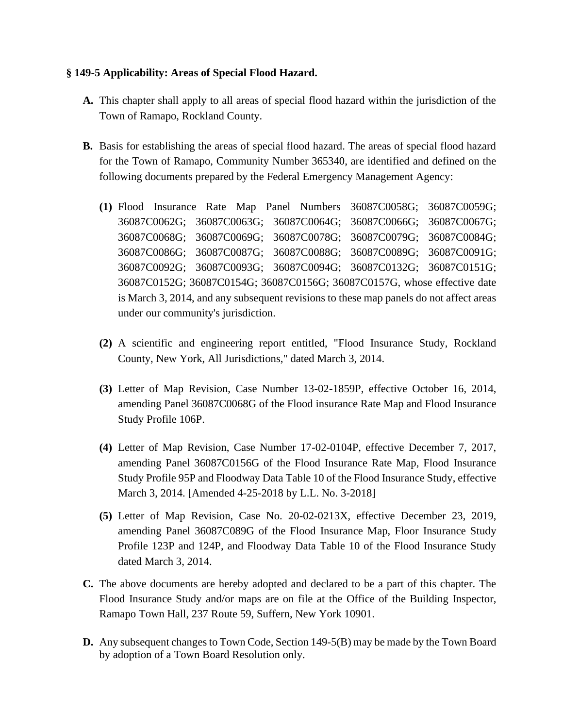**§ 149-5 Applicability: Areas of Special Flood Hazard.**

**A.** This chapter shall apply to all areas of special flood hazard within the jurisdiction of the Town of Ramapo, Rockland County.

**B.** Basis for establishing the areas of special flood hazard. The areas of special flood hazard for the Town of Ramapo, Community Number 365340, are identified and defined on the following documents prepared by the Federal Emergency Management Agency:

**(1)** Flood Insurance Rate Map Panel Numbers 36087C0058G; 36087C0059G; 36087C0062G; 36087C0063G; 36087C0064G; 36087C0066G; 36087C0067G; 36087C0068G; 36087C0069G; 36087C0078G; 36087C0079G; 36087C0084G; 36087C0086G; 36087C0087G; 36087C0088G; 36087C0089G; 36087C0091G; 36087C0092G; 36087C0093G; 36087C0094G; 36087C0132G; 36087C0151G; 36087C0152G; 36087C0154G; 36087C0156G; 36087C0157G, whose effective date is March 3, 2014, and any subsequent revisions to these map panels do not affect areas under our community's jurisdiction.

**(2)** A scientific and engineering report entitled, "Flood Insurance Study, Rockland County, New York, All Jurisdictions," dated March 3, 2014.

**(3)** Letter of Map Revision, Case Number 13-02-1859P, effective October 16, 2014, amending Panel 36087C0068G of the Flood insurance Rate Map and Flood Insurance Study Profile 106P.

**(4)** Letter of Map Revision, Case Number 17-02-0104P, effective December 7, 2017, amending Panel 36087C0156G of the Flood Insurance Rate Map, Flood Insurance Study Profile 95P and Floodway Data Table 10 of the Flood Insurance Study, effective March 3, 2014. [Amended 4-25-2018 by L.L. No. 3-2018]

**(5)** Letter of Map Revision, Case No. 20-02-0213X, effective December 23, 2019, amending Panel 36087C089G of the Flood Insurance Map, Floor Insurance Study Profile 123P and 124P, and Floodway Data Table 10 of the Flood Insurance Study dated March 3, 2014.

**C.** The above documents are hereby adopted and declared to be a part of this chapter. The Flood Insurance Study and/or maps are on file at the Office of the Building Inspector, Ramapo Town Hall, 237 Route 59, Suffern, New York 10901.

**D.** Any subsequent changes to Town Code, Section 149-5(B) may be made by the Town Board by adoption of a Town Board Resolution only.